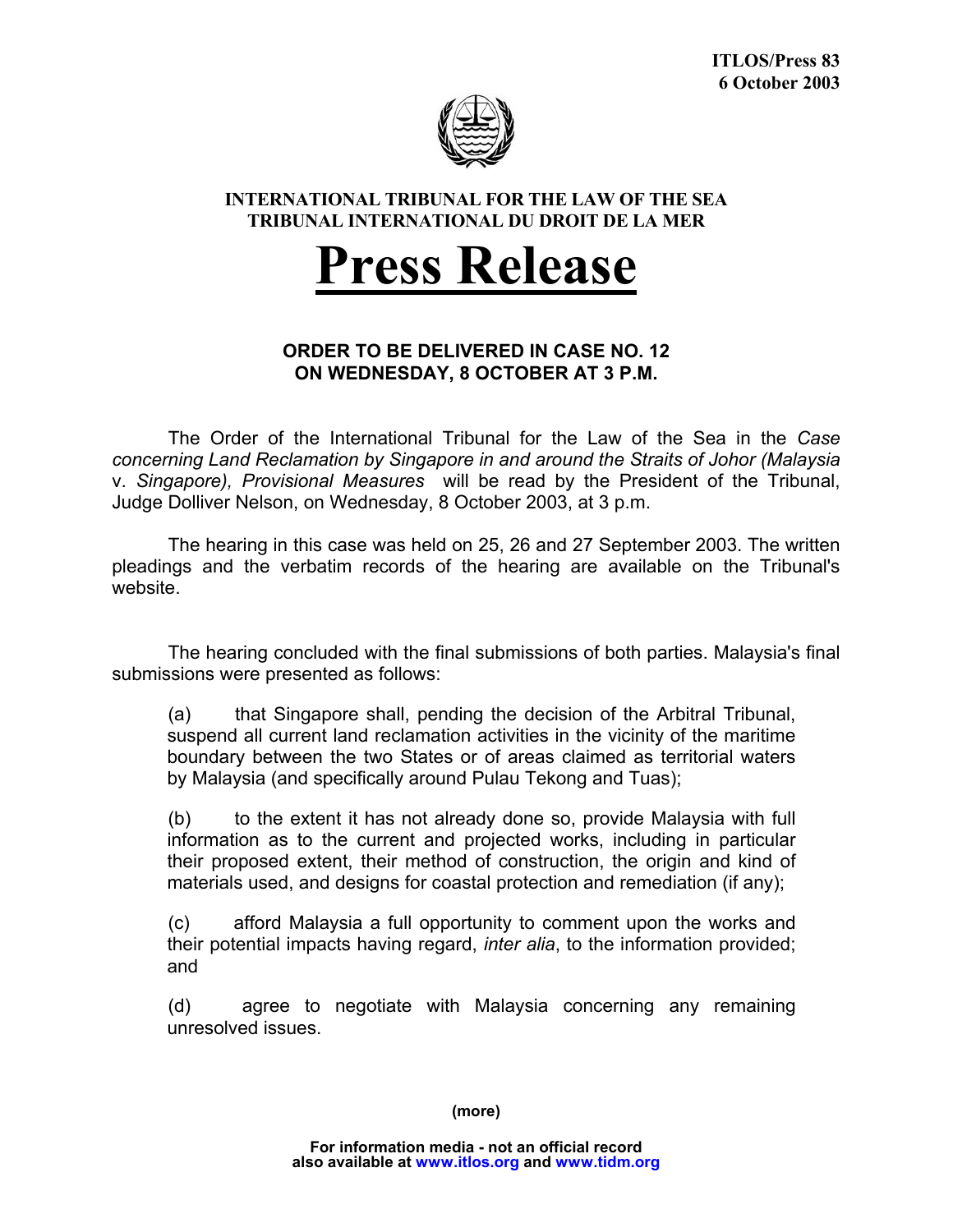**ITLOS/Press 83**
**6 October 2003**

**INTERNATIONAL TRIBUNAL FOR THE LAW OF THE SEA**
**TRIBUNAL INTERNATIONAL DU DROIT DE LA MER**

# Press Release

## ORDER TO BE DELIVERED IN CASE NO. 12 ON WEDNESDAY, 8 OCTOBER AT 3 P.M.

The Order of the International Tribunal for the Law of the Sea in the *Case concerning Land Reclamation by Singapore in and around the Straits of Johor (Malaysia* v. *Singapore), Provisional Measures* will be read by the President of the Tribunal, Judge Dolliver Nelson, on Wednesday, 8 October 2003, at 3 p.m.

The hearing in this case was held on 25, 26 and 27 September 2003. The written pleadings and the verbatim records of the hearing are available on the Tribunal's website.

The hearing concluded with the final submissions of both parties. Malaysia's final submissions were presented as follows:

> (a) that Singapore shall, pending the decision of the Arbitral Tribunal, suspend all current land reclamation activities in the vicinity of the maritime boundary between the two States or of areas claimed as territorial waters by Malaysia (and specifically around Pulau Tekong and Tuas);
>
> (b) to the extent it has not already done so, provide Malaysia with full information as to the current and projected works, including in particular their proposed extent, their method of construction, the origin and kind of materials used, and designs for coastal protection and remediation (if any);
>
> (c) afford Malaysia a full opportunity to comment upon the works and their potential impacts having regard, *inter alia*, to the information provided; and
>
> (d) agree to negotiate with Malaysia concerning any remaining unresolved issues.

**(more)**

**For information media - not an official record**
**also available at www.itlos.org and www.tidm.org**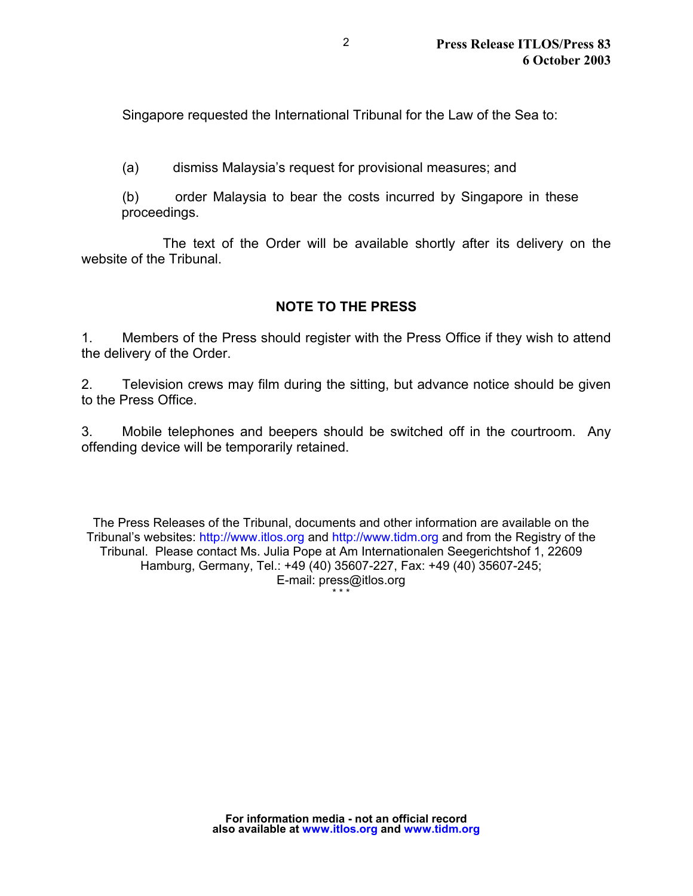Singapore requested the International Tribunal for the Law of the Sea to:

(a) dismiss Malaysia's request for provisional measures; and

(b) order Malaysia to bear the costs incurred by Singapore in these proceedings.

The text of the Order will be available shortly after its delivery on the website of the Tribunal.

## NOTE TO THE PRESS

1. Members of the Press should register with the Press Office if they wish to attend the delivery of the Order.

2. Television crews may film during the sitting, but advance notice should be given to the Press Office.

3. Mobile telephones and beepers should be switched off in the courtroom. Any offending device will be temporarily retained.

The Press Releases of the Tribunal, documents and other information are available on the Tribunal's websites: http://www.itlos.org and http://www.tidm.org and from the Registry of the Tribunal. Please contact Ms. Julia Pope at Am Internationalen Seegerichtshof 1, 22609 Hamburg, Germany, Tel.: +49 (40) 35607-227, Fax: +49 (40) 35607-245; E-mail: press@itlos.org

\* \* \*

**For information media - not an official record**
**also available at www.itlos.org and www.tidm.org**